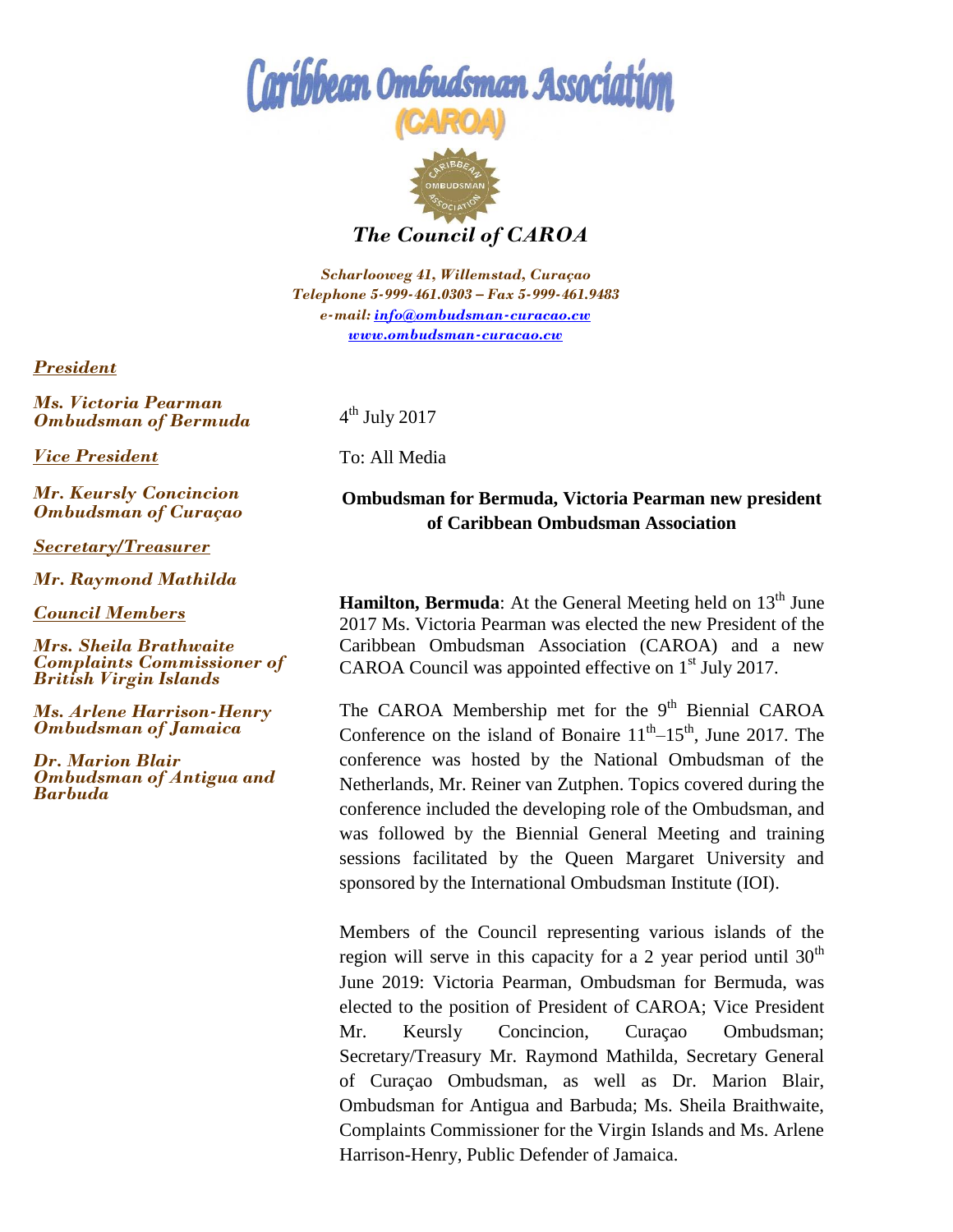# Caribbean Ombudsman Association

## (CAROA)

### *The Council of CAROA*

*Scharlooweg 41, Willemstad, Curaçao*
*Telephone 5-999-461.0303 – Fax 5-999-461.9483*
*e-mail: info@ombudsman-curacao.cw*
*www.ombudsman-curacao.cw*

***President***

***Ms. Victoria Pearman***
***Ombudsman of Bermuda***

***Vice President***

***Mr. Keursly Concincion***
***Ombudsman of Curaçao***

***Secretary/Treasurer***

***Mr. Raymond Mathilda***

***Council Members***

***Mrs. Sheila Brathwaite***
***Complaints Commissioner of British Virgin Islands***

***Ms. Arlene Harrison-Henry***
***Ombudsman of Jamaica***

***Dr. Marion Blair***
***Ombudsman of Antigua and Barbuda***

4th July 2017

To: All Media

**Ombudsman for Bermuda, Victoria Pearman new president of Caribbean Ombudsman Association**

**Hamilton, Bermuda**: At the General Meeting held on 13th June 2017 Ms. Victoria Pearman was elected the new President of the Caribbean Ombudsman Association (CAROA) and a new CAROA Council was appointed effective on 1st July 2017.

The CAROA Membership met for the 9th Biennial CAROA Conference on the island of Bonaire 11th–15th, June 2017. The conference was hosted by the National Ombudsman of the Netherlands, Mr. Reiner van Zutphen. Topics covered during the conference included the developing role of the Ombudsman, and was followed by the Biennial General Meeting and training sessions facilitated by the Queen Margaret University and sponsored by the International Ombudsman Institute (IOI).

Members of the Council representing various islands of the region will serve in this capacity for a 2 year period until 30th June 2019: Victoria Pearman, Ombudsman for Bermuda, was elected to the position of President of CAROA; Vice President Mr. Keursly Concincion, Curaçao Ombudsman; Secretary/Treasury Mr. Raymond Mathilda, Secretary General of Curaçao Ombudsman, as well as Dr. Marion Blair, Ombudsman for Antigua and Barbuda; Ms. Sheila Braithwaite, Complaints Commissioner for the Virgin Islands and Ms. Arlene Harrison-Henry, Public Defender of Jamaica.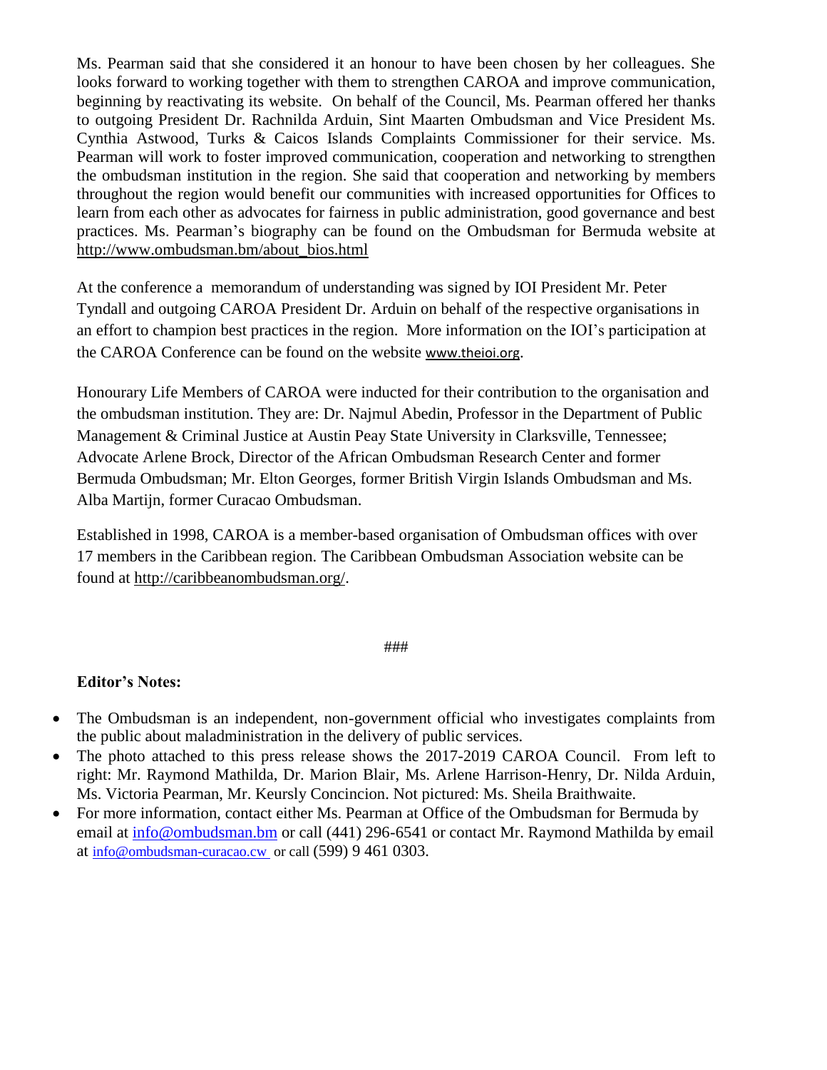Ms. Pearman said that she considered it an honour to have been chosen by her colleagues. She looks forward to working together with them to strengthen CAROA and improve communication, beginning by reactivating its website. On behalf of the Council, Ms. Pearman offered her thanks to outgoing President Dr. Rachnilda Arduin, Sint Maarten Ombudsman and Vice President Ms. Cynthia Astwood, Turks & Caicos Islands Complaints Commissioner for their service. Ms. Pearman will work to foster improved communication, cooperation and networking to strengthen the ombudsman institution in the region. She said that cooperation and networking by members throughout the region would benefit our communities with increased opportunities for Offices to learn from each other as advocates for fairness in public administration, good governance and best practices. Ms. Pearman's biography can be found on the Ombudsman for Bermuda website at http://www.ombudsman.bm/about_bios.html

At the conference a memorandum of understanding was signed by IOI President Mr. Peter Tyndall and outgoing CAROA President Dr. Arduin on behalf of the respective organisations in an effort to champion best practices in the region. More information on the IOI's participation at the CAROA Conference can be found on the website www.theioi.org.

Honourary Life Members of CAROA were inducted for their contribution to the organisation and the ombudsman institution. They are: Dr. Najmul Abedin, Professor in the Department of Public Management & Criminal Justice at Austin Peay State University in Clarksville, Tennessee; Advocate Arlene Brock, Director of the African Ombudsman Research Center and former Bermuda Ombudsman; Mr. Elton Georges, former British Virgin Islands Ombudsman and Ms. Alba Martijn, former Curacao Ombudsman.

Established in 1998, CAROA is a member-based organisation of Ombudsman offices with over 17 members in the Caribbean region. The Caribbean Ombudsman Association website can be found at http://caribbeanombudsman.org/.

###

**Editor's Notes:**

- The Ombudsman is an independent, non-government official who investigates complaints from the public about maladministration in the delivery of public services.
- The photo attached to this press release shows the 2017-2019 CAROA Council. From left to right: Mr. Raymond Mathilda, Dr. Marion Blair, Ms. Arlene Harrison-Henry, Dr. Nilda Arduin, Ms. Victoria Pearman, Mr. Keursly Concincion. Not pictured: Ms. Sheila Braithwaite.
- For more information, contact either Ms. Pearman at Office of the Ombudsman for Bermuda by email at info@ombudsman.bm or call (441) 296-6541 or contact Mr. Raymond Mathilda by email at info@ombudsman-curacao.cw or call (599) 9 461 0303.